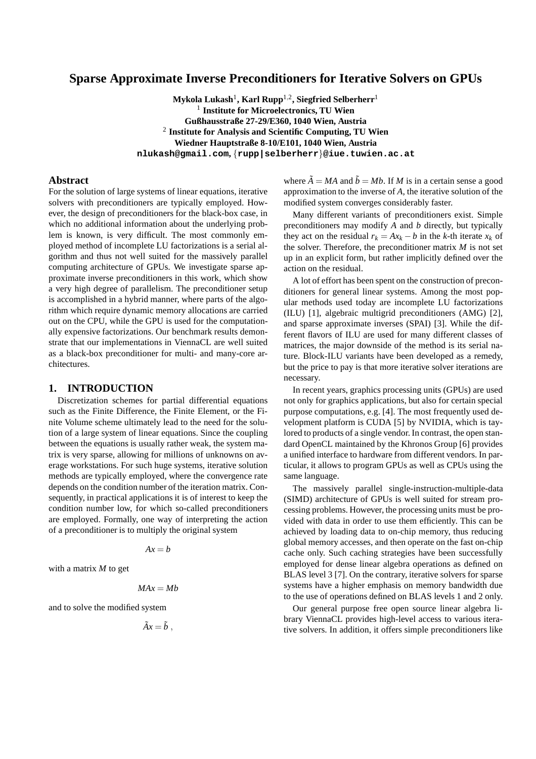# Sparse Approximate Inverse Preconditioners for Iterative Solvers on GPUs

**Mykola Lukash[1], Karl Rupp[1,2], Siegfried Selberherr[1]**
[1] **Institute for Microelectronics, TU Wien**
**Gußhausstraße 27-29/E360, 1040 Wien, Austria**
[2] **Institute for Analysis and Scientific Computing, TU Wien**
**Wiedner Hauptstraße 8-10/E101, 1040 Wien, Austria**
**nlukash@gmail.com**, {**rupp|selberherr**}**@iue.tuwien.ac.at**

## Abstract

For the solution of large systems of linear equations, iterative solvers with preconditioners are typically employed. However, the design of preconditioners for the black-box case, in which no additional information about the underlying problem is known, is very difficult. The most commonly employed method of incomplete LU factorizations is a serial algorithm and thus not well suited for the massively parallel computing architecture of GPUs. We investigate sparse approximate inverse preconditioners in this work, which show a very high degree of parallelism. The preconditioner setup is accomplished in a hybrid manner, where parts of the algorithm which require dynamic memory allocations are carried out on the CPU, while the GPU is used for the computationally expensive factorizations. Our benchmark results demonstrate that our implementations in ViennaCL are well suited as a black-box preconditioner for multi- and many-core architectures.

## 1. INTRODUCTION

Discretization schemes for partial differential equations such as the Finite Difference, the Finite Element, or the Finite Volume scheme ultimately lead to the need for the solution of a large system of linear equations. Since the coupling between the equations is usually rather weak, the system matrix is very sparse, allowing for millions of unknowns on average workstations. For such huge systems, iterative solution methods are typically employed, where the convergence rate depends on the condition number of the iteration matrix. Consequently, in practical applications it is of interest to keep the condition number low, for which so-called preconditioners are employed. Formally, one way of interpreting the action of a preconditioner is to multiply the original system

$$Ax = b$$

with a matrix $M$ to get

$$MAx = Mb$$

and to solve the modified system

$$\tilde{A}x = \tilde{b} \ ,$$

where $\tilde{A} = MA$ and $\tilde{b} = Mb$. If $M$ is in a certain sense a good approximation to the inverse of $A$, the iterative solution of the modified system converges considerably faster.

Many different variants of preconditioners exist. Simple preconditioners may modify $A$ and $b$ directly, but typically they act on the residual $r_k = Ax_k - b$ in the $k$-th iterate $x_k$ of the solver. Therefore, the preconditioner matrix $M$ is not set up in an explicit form, but rather implicitly defined over the action on the residual.

A lot of effort has been spent on the construction of preconditioners for general linear systems. Among the most popular methods used today are incomplete LU factorizations (ILU) [1], algebraic multigrid preconditioners (AMG) [2], and sparse approximate inverses (SPAI) [3]. While the different flavors of ILU are used for many different classes of matrices, the major downside of the method is its serial nature. Block-ILU variants have been developed as a remedy, but the price to pay is that more iterative solver iterations are necessary.

In recent years, graphics processing units (GPUs) are used not only for graphics applications, but also for certain special purpose computations, e.g. [4]. The most frequently used development platform is CUDA [5] by NVIDIA, which is taylored to products of a single vendor. In contrast, the open standard OpenCL maintained by the Khronos Group [6] provides a unified interface to hardware from different vendors. In particular, it allows to program GPUs as well as CPUs using the same language.

The massively parallel single-instruction-multiple-data (SIMD) architecture of GPUs is well suited for stream processing problems. However, the processing units must be provided with data in order to use them efficiently. This can be achieved by loading data to on-chip memory, thus reducing global memory accesses, and then operate on the fast on-chip cache only. Such caching strategies have been successfully employed for dense linear algebra operations as defined on BLAS level 3 [7]. On the contrary, iterative solvers for sparse systems have a higher emphasis on memory bandwidth due to the use of operations defined on BLAS levels 1 and 2 only.

Our general purpose free open source linear algebra library ViennaCL provides high-level access to various iterative solvers. In addition, it offers simple preconditioners like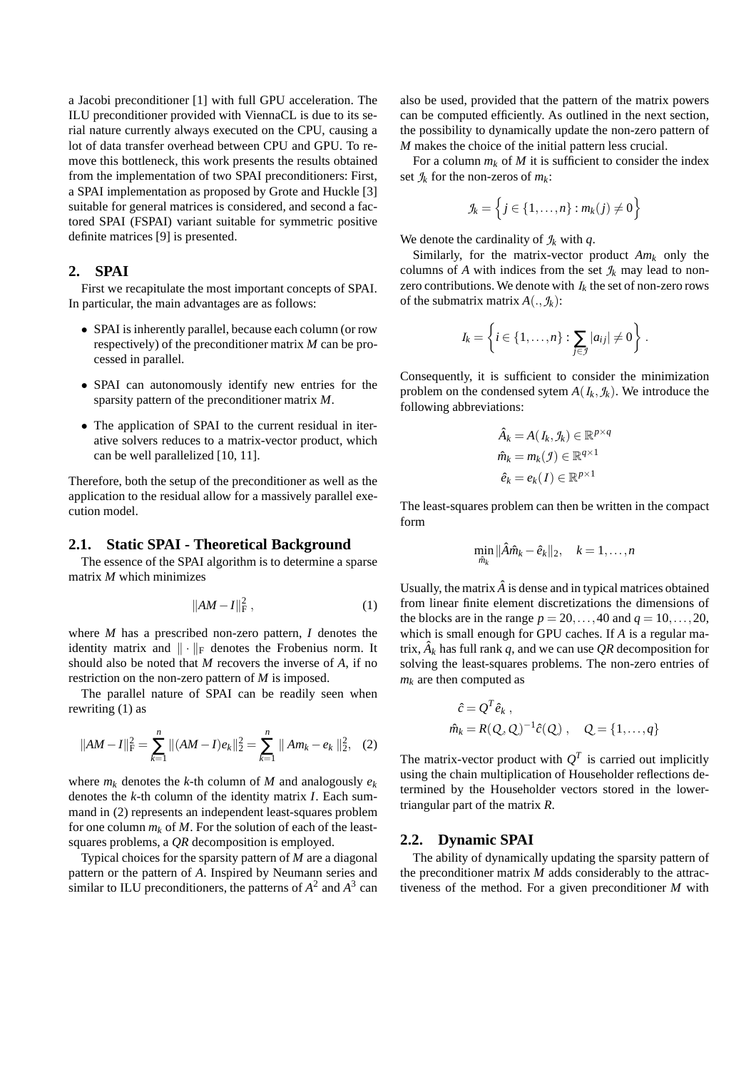a Jacobi preconditioner [1] with full GPU acceleration. The ILU preconditioner provided with ViennaCL is due to its serial nature currently always executed on the CPU, causing a lot of data transfer overhead between CPU and GPU. To remove this bottleneck, this work presents the results obtained from the implementation of two SPAI preconditioners: First, a SPAI implementation as proposed by Grote and Huckle [3] suitable for general matrices is considered, and second a factored SPAI (FSPAI) variant suitable for symmetric positive definite matrices [9] is presented.

## 2. SPAI

First we recapitulate the most important concepts of SPAI. In particular, the main advantages are as follows:

- SPAI is inherently parallel, because each column (or row respectively) of the preconditioner matrix $M$ can be processed in parallel.
- SPAI can autonomously identify new entries for the sparsity pattern of the preconditioner matrix $M$.
- The application of SPAI to the current residual in iterative solvers reduces to a matrix-vector product, which can be well parallelized [10, 11].

Therefore, both the setup of the preconditioner as well as the application to the residual allow for a massively parallel execution model.

### 2.1. Static SPAI - Theoretical Background

The essence of the SPAI algorithm is to determine a sparse matrix $M$ which minimizes

$$\|AM - I\|_{\mathrm{F}}^2 , \tag{1}$$

where $M$ has a prescribed non-zero pattern, $I$ denotes the identity matrix and $\|\cdot\|_{\mathrm{F}}$ denotes the Frobenius norm. It should also be noted that $M$ recovers the inverse of $A$, if no restriction on the non-zero pattern of $M$ is imposed.

The parallel nature of SPAI can be readily seen when rewriting (1) as

$$\|AM - I\|_{\mathrm{F}}^2 = \sum_{k=1}^{n} \|(AM - I)e_k\|_2^2 = \sum_{k=1}^{n} \| Am_k - e_k \|_2^2, \tag{2}$$

where $m_k$ denotes the $k$-th column of $M$ and analogously $e_k$ denotes the $k$-th column of the identity matrix $I$. Each summand in (2) represents an independent least-squares problem for one column $m_k$ of $M$. For the solution of each of the least-squares problems, a $QR$ decomposition is employed.

Typical choices for the sparsity pattern of $M$ are a diagonal pattern or the pattern of $A$. Inspired by Neumann series and similar to ILU preconditioners, the patterns of $A^2$ and $A^3$ can also be used, provided that the pattern of the matrix powers can be computed efficiently. As outlined in the next section, the possibility to dynamically update the non-zero pattern of $M$ makes the choice of the initial pattern less crucial.

For a column $m_k$ of $M$ it is sufficient to consider the index set $\mathcal{J}_k$ for the non-zeros of $m_k$:

$$\mathcal{J}_k = \left\{ j \in \{1, \ldots, n\} : m_k(j) \neq 0 \right\}$$

We denote the cardinality of $\mathcal{J}_k$ with $q$.

Similarly, for the matrix-vector product $Am_k$ only the columns of $A$ with indices from the set $\mathcal{J}_k$ may lead to non-zero contributions. We denote with $I_k$ the set of non-zero rows of the submatrix matrix $A(.,\mathcal{J}_k)$:

$$I_k = \left\{ i \in \{1, \ldots, n\} : \sum_{j \in \mathcal{J}} |a_{ij}| \neq 0 \right\} .$$

Consequently, it is sufficient to consider the minimization problem on the condensed sytem $A(I_k, \mathcal{J}_k)$. We introduce the following abbreviations:

$$\hat{A}_k = A(I_k, \mathcal{J}_k) \in \mathbb{R}^{p \times q}$$
$$\hat{m}_k = m_k(\mathcal{J}) \in \mathbb{R}^{q \times 1}$$
$$\hat{e}_k = e_k(I) \in \mathbb{R}^{p \times 1}$$

The least-squares problem can then be written in the compact form

$$\min_{\hat{m}_k} \|\hat{A}\hat{m}_k - \hat{e}_k\|_2, \quad k = 1, \ldots, n$$

Usually, the matrix $\hat{A}$ is dense and in typical matrices obtained from linear finite element discretizations the dimensions of the blocks are in the range $p = 20, \ldots, 40$ and $q = 10, \ldots, 20$, which is small enough for GPU caches. If $A$ is a regular matrix, $\hat{A}_k$ has full rank $q$, and we can use $QR$ decomposition for solving the least-squares problems. The non-zero entries of $m_k$ are then computed as

$$\hat{c} = Q^T \hat{e}_k ,$$
$$\hat{m}_k = R(\mathcal{Q}, \mathcal{Q})^{-1} \hat{c}(\mathcal{Q}) , \quad \mathcal{Q} = \{1, \ldots, q\}$$

The matrix-vector product with $Q^T$ is carried out implicitly using the chain multiplication of Householder reflections determined by the Householder vectors stored in the lower-triangular part of the matrix $R$.

### 2.2. Dynamic SPAI

The ability of dynamically updating the sparsity pattern of the preconditioner matrix $M$ adds considerably to the attractiveness of the method. For a given preconditioner $M$ with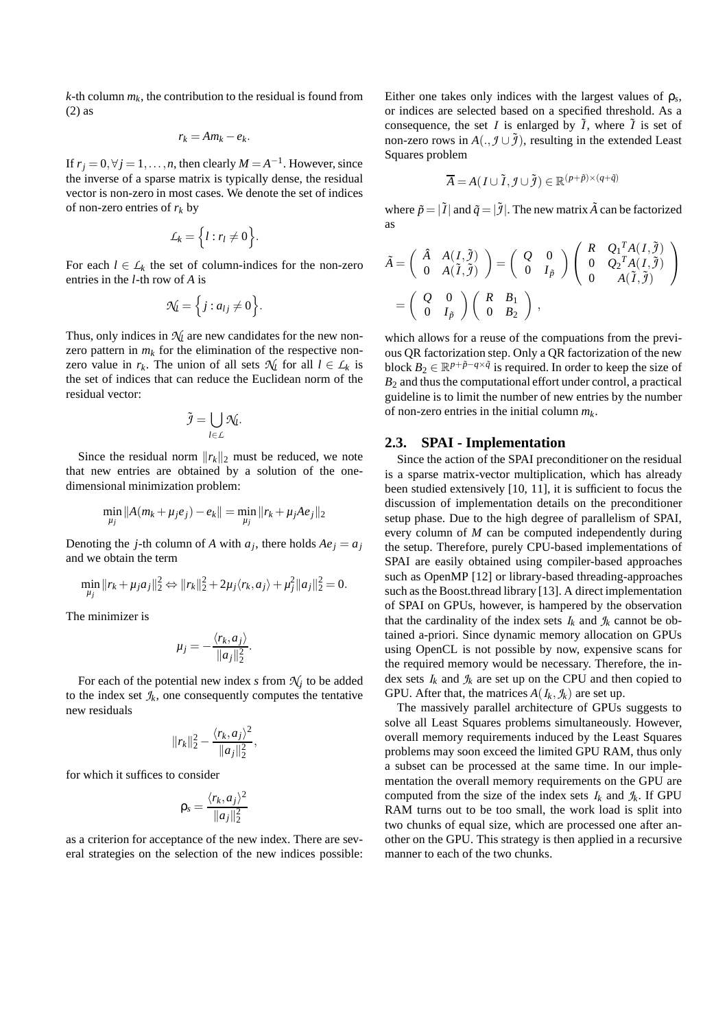$k$-th column $m_k$, the contribution to the residual is found from (2) as

$$r_k = Am_k - e_k.$$

If $r_j = 0, \forall j = 1, \ldots, n$, then clearly $M = A^{-1}$. However, since the inverse of a sparse matrix is typically dense, the residual vector is non-zero in most cases. We denote the set of indices of non-zero entries of $r_k$ by

$$\mathcal{L}_k = \left\{ l : r_l \neq 0 \right\}.$$

For each $l \in \mathcal{L}_k$ the set of column-indices for the non-zero entries in the $l$-th row of $A$ is

$$\mathcal{N}_l = \left\{ j : a_{lj} \neq 0 \right\}.$$

Thus, only indices in $\mathcal{N}_l$ are new candidates for the new non-zero pattern in $m_k$ for the elimination of the respective non-zero value in $r_k$. The union of all sets $\mathcal{N}_l$ for all $l \in \mathcal{L}_k$ is the set of indices that can reduce the Euclidean norm of the residual vector:

$$\tilde{\mathcal{J}} = \bigcup_{l \in \mathcal{L}} \mathcal{N}_l.$$

Since the residual norm $\|r_k\|_2$ must be reduced, we note that new entries are obtained by a solution of the one-dimensional minimization problem:

$$\min_{\mu_j} \|A(m_k + \mu_j e_j) - e_k\| = \min_{\mu_j} \|r_k + \mu_j A e_j\|_2$$

Denoting the $j$-th column of $A$ with $a_j$, there holds $Ae_j = a_j$ and we obtain the term

$$\min_{\mu_j} \|r_k + \mu_j a_j\|_2^2 \Leftrightarrow \|r_k\|_2^2 + 2\mu_j \langle r_k, a_j \rangle + \mu_j^2 \|a_j\|_2^2 = 0.$$

The minimizer is

$$\mu_j = -\frac{\langle r_k, a_j \rangle}{\|a_j\|_2^2}.$$

For each of the potential new index $s$ from $\mathcal{N}_j$ to be added to the index set $\mathcal{J}_k$, one consequently computes the tentative new residuals

$$\|r_k\|_2^2 - \frac{\langle r_k, a_j \rangle^2}{\|a_j\|_2^2},$$

for which it suffices to consider

$$\rho_s = \frac{\langle r_k, a_j \rangle^2}{\|a_j\|_2^2}$$

as a criterion for acceptance of the new index. There are several strategies on the selection of the new indices possible: Either one takes only indices with the largest values of $\rho_s$, or indices are selected based on a specified threshold. As a consequence, the set $\mathcal{I}$ is enlarged by $\tilde{\mathcal{I}}$, where $\tilde{\mathcal{I}}$ is set of non-zero rows in $A(., \mathcal{J} \cup \tilde{\mathcal{J}})$, resulting in the extended Least Squares problem

$$\overline{A} = A(\mathcal{I} \cup \tilde{\mathcal{I}}, \mathcal{J} \cup \tilde{\mathcal{J}}) \in \mathbb{R}^{(p+\tilde{p}) \times (q+\tilde{q})}$$

where $\tilde{p} = |\tilde{\mathcal{I}}|$ and $\tilde{q} = |\tilde{\mathcal{J}}|$. The new matrix $\tilde{A}$ can be factorized as

$$\tilde{A} = \begin{pmatrix} \hat{A} & A(\mathcal{I}, \tilde{\mathcal{J}}) \\ 0 & A(\tilde{\mathcal{I}}, \tilde{\mathcal{J}}) \end{pmatrix} = \begin{pmatrix} Q & 0 \\ 0 & I_{\tilde{p}} \end{pmatrix} \begin{pmatrix} R & Q_1{}^T A(\mathcal{I}, \tilde{\mathcal{J}}) \\ 0 & Q_2{}^T A(\mathcal{I}, \tilde{\mathcal{J}}) \\ 0 & A(\tilde{\mathcal{I}}, \tilde{\mathcal{J}}) \end{pmatrix}$$
$$= \begin{pmatrix} Q & 0 \\ 0 & I_{\tilde{p}} \end{pmatrix} \begin{pmatrix} R & B_1 \\ 0 & B_2 \end{pmatrix},$$

which allows for a reuse of the compuations from the previous QR factorization step. Only a QR factorization of the new block $B_2 \in \mathbb{R}^{p+\tilde{p}-q \times \tilde{q}}$ is required. In order to keep the size of $B_2$ and thus the computational effort under control, a practical guideline is to limit the number of new entries by the number of non-zero entries in the initial column $m_k$.

## 2.3. SPAI - Implementation

Since the action of the SPAI preconditioner on the residual is a sparse matrix-vector multiplication, which has already been studied extensively [10, 11], it is sufficient to focus the discussion of implementation details on the preconditioner setup phase. Due to the high degree of parallelism of SPAI, every column of $M$ can be computed independently during the setup. Therefore, purely CPU-based implementations of SPAI are easily obtained using compiler-based approaches such as OpenMP [12] or library-based threading-approaches such as the Boost.thread library [13]. A direct implementation of SPAI on GPUs, however, is hampered by the observation that the cardinality of the index sets $\mathcal{I}_k$ and $\mathcal{J}_k$ cannot be obtained a-priori. Since dynamic memory allocation on GPUs using OpenCL is not possible by now, expensive scans for the required memory would be necessary. Therefore, the index sets $\mathcal{I}_k$ and $\mathcal{J}_k$ are set up on the CPU and then copied to GPU. After that, the matrices $A(\mathcal{I}_k, \mathcal{J}_k)$ are set up.

The massively parallel architecture of GPUs suggests to solve all Least Squares problems simultaneously. However, overall memory requirements induced by the Least Squares problems may soon exceed the limited GPU RAM, thus only a subset can be processed at the same time. In our implementation the overall memory requirements on the GPU are computed from the size of the index sets $\mathcal{I}_k$ and $\mathcal{J}_k$. If GPU RAM turns out to be too small, the work load is split into two chunks of equal size, which are processed one after another on the GPU. This strategy is then applied in a recursive manner to each of the two chunks.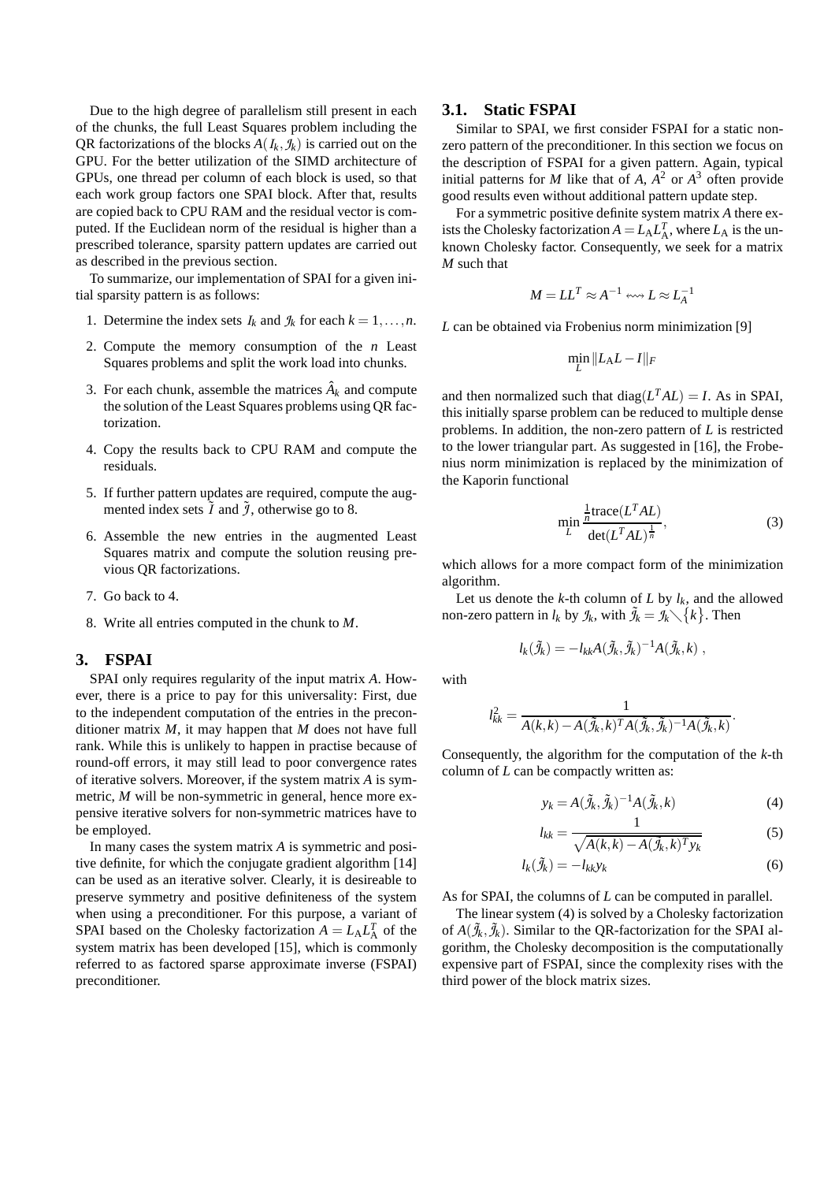Due to the high degree of parallelism still present in each of the chunks, the full Least Squares problem including the QR factorizations of the blocks $A(I_k, \mathcal{J}_k)$ is carried out on the GPU. For the better utilization of the SIMD architecture of GPUs, one thread per column of each block is used, so that each work group factors one SPAI block. After that, results are copied back to CPU RAM and the residual vector is computed. If the Euclidean norm of the residual is higher than a prescribed tolerance, sparsity pattern updates are carried out as described in the previous section.

To summarize, our implementation of SPAI for a given initial sparsity pattern is as follows:

1. Determine the index sets $I_k$ and $\mathcal{J}_k$ for each $k = 1, \ldots, n$.
2. Compute the memory consumption of the $n$ Least Squares problems and split the work load into chunks.
3. For each chunk, assemble the matrices $\hat{A}_k$ and compute the solution of the Least Squares problems using QR factorization.
4. Copy the results back to CPU RAM and compute the residuals.
5. If further pattern updates are required, compute the augmented index sets $\tilde{I}$ and $\tilde{\mathcal{J}}$, otherwise go to 8.
6. Assemble the new entries in the augmented Least Squares matrix and compute the solution reusing previous QR factorizations.
7. Go back to 4.
8. Write all entries computed in the chunk to $M$.

## 3. FSPAI

SPAI only requires regularity of the input matrix $A$. However, there is a price to pay for this universality: First, due to the independent computation of the entries in the preconditioner matrix $M$, it may happen that $M$ does not have full rank. While this is unlikely to happen in practise because of round-off errors, it may still lead to poor convergence rates of iterative solvers. Moreover, if the system matrix $A$ is symmetric, $M$ will be non-symmetric in general, hence more expensive iterative solvers for non-symmetric matrices have to be employed.

In many cases the system matrix $A$ is symmetric and positive definite, for which the conjugate gradient algorithm [14] can be used as an iterative solver. Clearly, it is desireable to preserve symmetry and positive definiteness of the system when using a preconditioner. For this purpose, a variant of SPAI based on the Cholesky factorization $A = L_A L_A^T$ of the system matrix has been developed [15], which is commonly referred to as factored sparse approximate inverse (FSPAI) preconditioner.

### 3.1. Static FSPAI

Similar to SPAI, we first consider FSPAI for a static non-zero pattern of the preconditioner. In this section we focus on the description of FSPAI for a given pattern. Again, typical initial patterns for $M$ like that of $A$, $A^2$ or $A^3$ often provide good results even without additional pattern update step.

For a symmetric positive definite system matrix $A$ there exists the Cholesky factorization $A = L_A L_A^T$, where $L_A$ is the unknown Cholesky factor. Consequently, we seek for a matrix $M$ such that

$$M = LL^T \approx A^{-1} \rightsquigarrow L \approx L_A^{-1}$$

$L$ can be obtained via Frobenius norm minimization [9]

$$\min_L \|L_A L - I\|_F$$

and then normalized such that $\operatorname{diag}(L^T A L) = I$. As in SPAI, this initially sparse problem can be reduced to multiple dense problems. In addition, the non-zero pattern of $L$ is restricted to the lower triangular part. As suggested in [16], the Frobenius norm minimization is replaced by the minimization of the Kaporin functional

$$\min_L \frac{\frac{1}{n}\operatorname{trace}(L^T A L)}{\det(L^T A L)^{\frac{1}{n}}}, \tag{3}$$

which allows for a more compact form of the minimization algorithm.

Let us denote the $k$-th column of $L$ by $l_k$, and the allowed non-zero pattern in $l_k$ by $\mathcal{J}_k$, with $\tilde{\mathcal{J}}_k = \mathcal{J}_k \setminus \{k\}$. Then

$$l_k(\tilde{\mathcal{J}}_k) = -l_{kk} A(\tilde{\mathcal{J}}_k, \tilde{\mathcal{J}}_k)^{-1} A(\tilde{\mathcal{J}}_k, k) ,$$

with

$$l_{kk}^2 = \frac{1}{A(k,k) - A(\tilde{\mathcal{J}}_k, k)^T A(\tilde{\mathcal{J}}_k, \tilde{\mathcal{J}}_k)^{-1} A(\tilde{\mathcal{J}}_k, k)}.$$

Consequently, the algorithm for the computation of the $k$-th column of $L$ can be compactly written as:

$$y_k = A(\tilde{\mathcal{J}}_k, \tilde{\mathcal{J}}_k)^{-1} A(\tilde{\mathcal{J}}_k, k) \tag{4}$$

$$l_{kk} = \frac{1}{\sqrt{A(k,k) - A(\tilde{\mathcal{J}}_k, k)^T y_k}} \tag{5}$$

$$l_k(\tilde{\mathcal{J}}_k) = -l_{kk} y_k \tag{6}$$

As for SPAI, the columns of $L$ can be computed in parallel.

The linear system (4) is solved by a Cholesky factorization of $A(\tilde{\mathcal{J}}_k, \tilde{\mathcal{J}}_k)$. Similar to the QR-factorization for the SPAI algorithm, the Cholesky decomposition is the computationally expensive part of FSPAI, since the complexity rises with the third power of the block matrix sizes.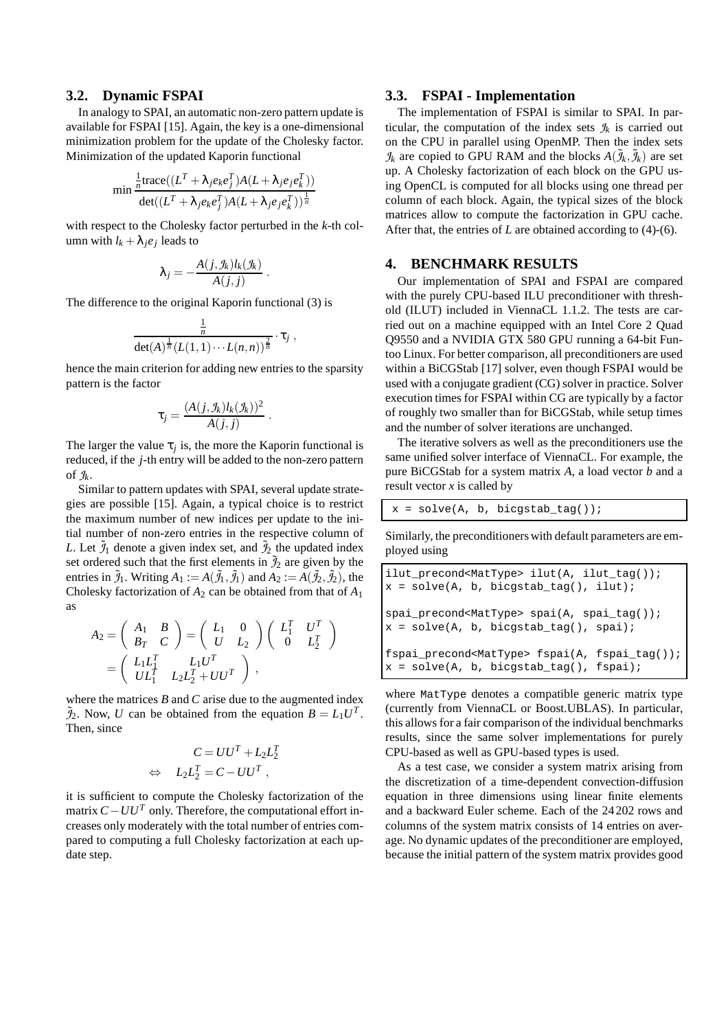### 3.2. Dynamic FSPAI

In analogy to SPAI, an automatic non-zero pattern update is available for FSPAI [15]. Again, the key is a one-dimensional minimization problem for the update of the Cholesky factor. Minimization of the updated Kaporin functional

$$\min \frac{\frac{1}{n}\text{trace}((L^T + \lambda_j e_k e_j^T)A(L + \lambda_j e_j e_k^T))}{\det((L^T + \lambda_j e_k e_j^T)A(L + \lambda_j e_j e_k^T))^{\frac{1}{n}}}$$

with respect to the Cholesky factor perturbed in the $k$-th column with $l_k + \lambda_j e_j$ leads to

$$\lambda_j = -\frac{A(j, \mathcal{J}_k) l_k(\mathcal{J}_k)}{A(j,j)} \ .$$

The difference to the original Kaporin functional (3) is

$$\frac{\frac{1}{n}}{\det(A)^{\frac{1}{n}}(L(1,1)\cdots L(n,n))^{\frac{2}{n}}} \cdot \tau_j \ ,$$

hence the main criterion for adding new entries to the sparsity pattern is the factor

$$\tau_j = \frac{(A(j, \mathcal{J}_k) l_k(\mathcal{J}_k))^2}{A(j,j)} \ .$$

The larger the value $\tau_j$ is, the more the Kaporin functional is reduced, if the $j$-th entry will be added to the non-zero pattern of $\mathcal{J}_k$.

Similar to pattern updates with SPAI, several update strategies are possible [15]. Again, a typical choice is to restrict the maximum number of new indices per update to the initial number of non-zero entries in the respective column of $L$. Let $\tilde{\mathcal{J}}_1$ denote a given index set, and $\tilde{\mathcal{J}}_2$ the updated index set ordered such that the first elements in $\tilde{\mathcal{J}}_2$ are given by the entries in $\tilde{\mathcal{J}}_1$. Writing $A_1 := A(\tilde{\mathcal{J}}_1, \tilde{\mathcal{J}}_1)$ and $A_2 := A(\tilde{\mathcal{J}}_2, \tilde{\mathcal{J}}_2)$, the Cholesky factorization of $A_2$ can be obtained from that of $A_1$ as

$$A_2 = \begin{pmatrix} A_1 & B \\ B_T & C \end{pmatrix} = \begin{pmatrix} L_1 & 0 \\ U & L_2 \end{pmatrix} \begin{pmatrix} L_1^T & U^T \\ 0 & L_2^T \end{pmatrix} = \begin{pmatrix} L_1 L_1^T & L_1 U^T \\ U L_1^T & L_2 L_2^T + U U^T \end{pmatrix} ,$$

where the matrices $B$ and $C$ arise due to the augmented index $\tilde{\mathcal{J}}_2$. Now, $U$ can be obtained from the equation $B = L_1 U^T$. Then, since

$$\begin{aligned} & C = UU^T + L_2 L_2^T \\ \Leftrightarrow \quad & L_2 L_2^T = C - UU^T \ , \end{aligned}$$

it is sufficient to compute the Cholesky factorization of the matrix $C - UU^T$ only. Therefore, the computational effort increases only moderately with the total number of entries compared to computing a full Cholesky factorization at each update step.

### 3.3. FSPAI - Implementation

The implementation of FSPAI is similar to SPAI. In particular, the computation of the index sets $\mathcal{J}_k$ is carried out on the CPU in parallel using OpenMP. Then the index sets $\mathcal{J}_k$ are copied to GPU RAM and the blocks $A(\tilde{\mathcal{J}}_k, \tilde{\mathcal{J}}_k)$ are set up. A Cholesky factorization of each block on the GPU using OpenCL is computed for all blocks using one thread per column of each block. Again, the typical sizes of the block matrices allow to compute the factorization in GPU cache. After that, the entries of $L$ are obtained according to (4)-(6).

## 4. BENCHMARK RESULTS

Our implementation of SPAI and FSPAI are compared with the purely CPU-based ILU preconditioner with threshold (ILUT) included in ViennaCL 1.1.2. The tests are carried out on a machine equipped with an Intel Core 2 Quad Q9550 and a NVIDIA GTX 580 GPU running a 64-bit Funtoo Linux. For better comparison, all preconditioners are used within a BiCGStab [17] solver, even though FSPAI would be used with a conjugate gradient (CG) solver in practice. Solver execution times for FSPAI within CG are typically by a factor of roughly two smaller than for BiCGStab, while setup times and the number of solver iterations are unchanged.

The iterative solvers as well as the preconditioners use the same unified solver interface of ViennaCL. For example, the pure BiCGStab for a system matrix $A$, a load vector $b$ and a result vector $x$ is called by

```
x = solve(A, b, bicgstab_tag());
```

Similarly, the preconditioners with default parameters are employed using

```
ilut_precond<MatType> ilut(A, ilut_tag());
x = solve(A, b, bicgstab_tag(), ilut);

spai_precond<MatType> spai(A, spai_tag());
x = solve(A, b, bicgstab_tag(), spai);

fspai_precond<MatType> fspai(A, fspai_tag());
x = solve(A, b, bicgstab_tag(), fspai);
```

where `MatType` denotes a compatible generic matrix type (currently from ViennaCL or Boost.UBLAS). In particular, this allows for a fair comparison of the individual benchmarks results, since the same solver implementations for purely CPU-based as well as GPU-based types is used.

As a test case, we consider a system matrix arising from the discretization of a time-dependent convection-diffusion equation in three dimensions using linear finite elements and a backward Euler scheme. Each of the 24 202 rows and columns of the system matrix consists of 14 entries on average. No dynamic updates of the preconditioner are employed, because the initial pattern of the system matrix provides good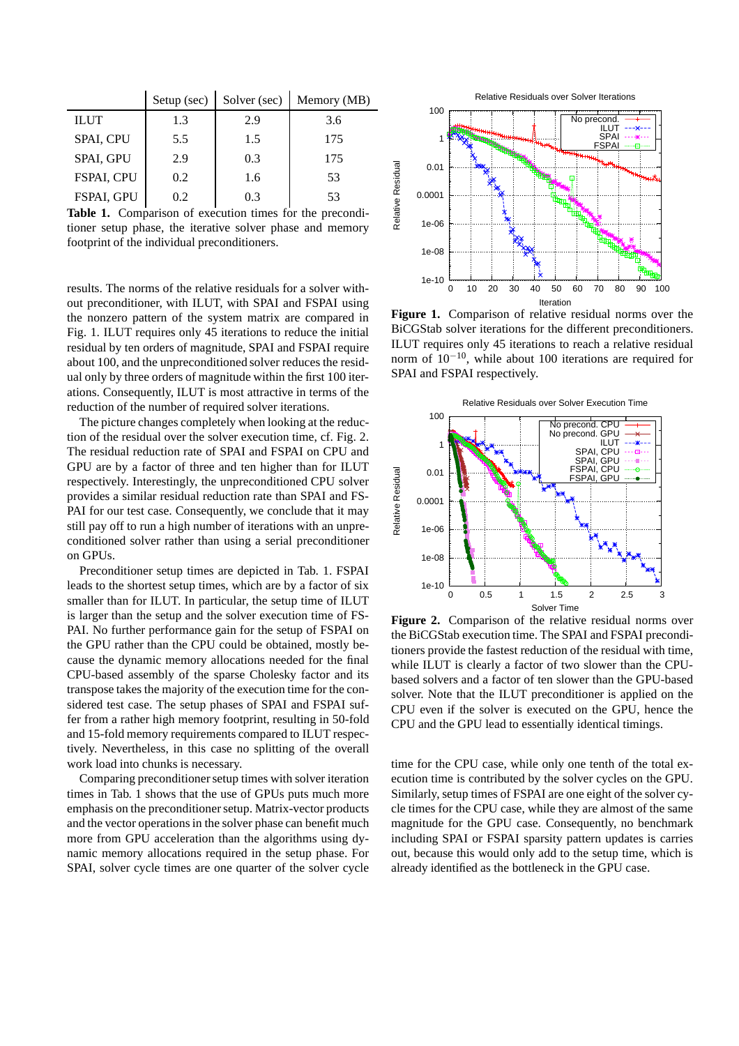| | Setup (sec) | Solver (sec) | Memory (MB) |
|---|---|---|---|
| ILUT | 1.3 | 2.9 | 3.6 |
| SPAI, CPU | 5.5 | 1.5 | 175 |
| SPAI, GPU | 2.9 | 0.3 | 175 |
| FSPAI, CPU | 0.2 | 1.6 | 53 |
| FSPAI, GPU | 0.2 | 0.3 | 53 |

**Table 1.** Comparison of execution times for the preconditioner setup phase, the iterative solver phase and memory footprint of the individual preconditioners.

results. The norms of the relative residuals for a solver without preconditioner, with ILUT, with SPAI and FSPAI using the nonzero pattern of the system matrix are compared in Fig. 1. ILUT requires only 45 iterations to reduce the initial residual by ten orders of magnitude, SPAI and FSPAI require about 100, and the unpreconditioned solver reduces the residual only by three orders of magnitude within the first 100 iterations. Consequently, ILUT is most attractive in terms of the reduction of the number of required solver iterations.

The picture changes completely when looking at the reduction of the residual over the solver execution time, cf. Fig. 2. The residual reduction rate of SPAI and FSPAI on CPU and GPU are by a factor of three and ten higher than for ILUT respectively. Interestingly, the unpreconditioned CPU solver provides a similar residual reduction rate than SPAI and FSPAI for our test case. Consequently, we conclude that it may still pay off to run a high number of iterations with an unpreconditioned solver rather than using a serial preconditioner on GPUs.

Preconditioner setup times are depicted in Tab. 1. FSPAI leads to the shortest setup times, which are by a factor of six smaller than for ILUT. In particular, the setup time of ILUT is larger than the setup and the solver execution time of FSPAI. No further performance gain for the setup of FSPAI on the GPU rather than the CPU could be obtained, mostly because the dynamic memory allocations needed for the final CPU-based assembly of the sparse Cholesky factor and its transpose takes the majority of the execution time for the considered test case. The setup phases of SPAI and FSPAI suffer from a rather high memory footprint, resulting in 50-fold and 15-fold memory requirements compared to ILUT respectively. Nevertheless, in this case no splitting of the overall work load into chunks is necessary.

Comparing preconditioner setup times with solver iteration times in Tab. 1 shows that the use of GPUs puts much more emphasis on the preconditioner setup. Matrix-vector products and the vector operations in the solver phase can benefit much more from GPU acceleration than the algorithms using dynamic memory allocations required in the setup phase. For SPAI, solver cycle times are one quarter of the solver cycle time for the CPU case, while only one tenth of the total execution time is contributed by the solver cycles on the GPU. Similarly, setup times of FSPAI are one eight of the solver cycle times for the CPU case, while they are almost of the same magnitude for the GPU case. Consequently, no benchmark including SPAI or FSPAI sparsity pattern updates is carries out, because this would only add to the setup time, which is already identified as the bottleneck in the GPU case.

**Figure 1.** Comparison of relative residual norms over the BiCGStab solver iterations for the different preconditioners. ILUT requires only 45 iterations to reach a relative residual norm of $10^{-10}$, while about 100 iterations are required for SPAI and FSPAI respectively.

**Figure 2.** Comparison of the relative residual norms over the BiCGStab execution time. The SPAI and FSPAI preconditioners provide the fastest reduction of the residual with time, while ILUT is clearly a factor of two slower than the CPU-based solvers and a factor of ten slower than the GPU-based solver. Note that the ILUT preconditioner is applied on the CPU even if the solver is executed on the GPU, hence the CPU and the GPU lead to essentially identical timings.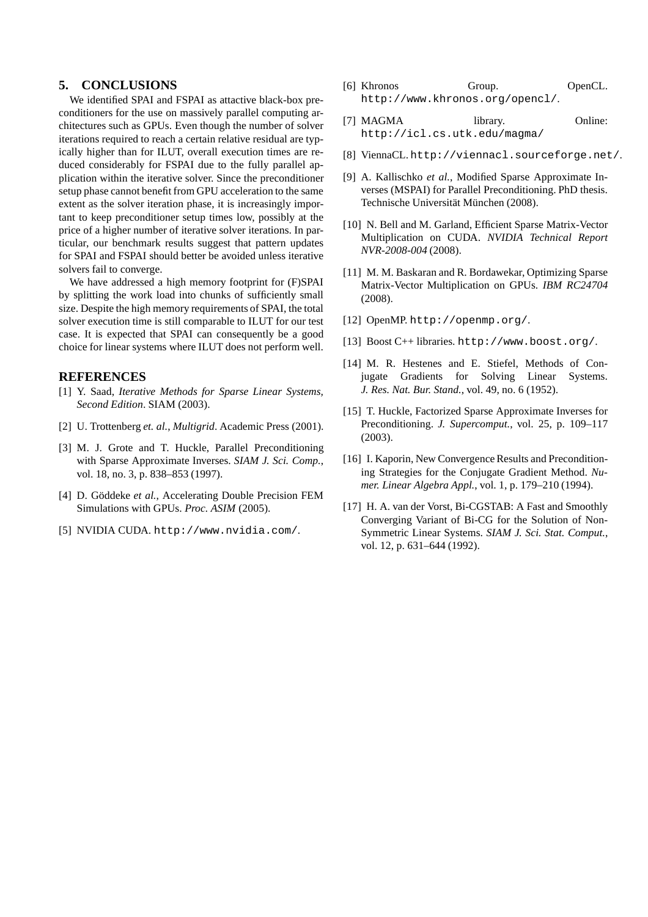## 5. CONCLUSIONS

We identified SPAI and FSPAI as attactive black-box preconditioners for the use on massively parallel computing architectures such as GPUs. Even though the number of solver iterations required to reach a certain relative residual are typically higher than for ILUT, overall execution times are reduced considerably for FSPAI due to the fully parallel application within the iterative solver. Since the preconditioner setup phase cannot benefit from GPU acceleration to the same extent as the solver iteration phase, it is increasingly important to keep preconditioner setup times low, possibly at the price of a higher number of iterative solver iterations. In particular, our benchmark results suggest that pattern updates for SPAI and FSPAI should better be avoided unless iterative solvers fail to converge.

We have addressed a high memory footprint for (F)SPAI by splitting the work load into chunks of sufficiently small size. Despite the high memory requirements of SPAI, the total solver execution time is still comparable to ILUT for our test case. It is expected that SPAI can consequently be a good choice for linear systems where ILUT does not perform well.

## REFERENCES

[1] Y. Saad, *Iterative Methods for Sparse Linear Systems, Second Edition*. SIAM (2003).

[2] U. Trottenberg *et. al.*, *Multigrid*. Academic Press (2001).

[3] M. J. Grote and T. Huckle, Parallel Preconditioning with Sparse Approximate Inverses. *SIAM J. Sci. Comp.*, vol. 18, no. 3, p. 838–853 (1997).

[4] D. Göddeke *et al.*, Accelerating Double Precision FEM Simulations with GPUs. *Proc. ASIM* (2005).

[5] NVIDIA CUDA. `http://www.nvidia.com/`.

[6] Khronos Group. OpenCL. `http://www.khronos.org/opencl/`.

[7] MAGMA library. Online: `http://icl.cs.utk.edu/magma/`

[8] ViennaCL. `http://viennacl.sourceforge.net/`.

[9] A. Kallischko *et al.*, Modified Sparse Approximate Inverses (MSPAI) for Parallel Preconditioning. PhD thesis. Technische Universität München (2008).

[10] N. Bell and M. Garland, Efficient Sparse Matrix-Vector Multiplication on CUDA. *NVIDIA Technical Report NVR-2008-004* (2008).

[11] M. M. Baskaran and R. Bordawekar, Optimizing Sparse Matrix-Vector Multiplication on GPUs. *IBM RC24704* (2008).

[12] OpenMP. `http://openmp.org/`.

[13] Boost C++ libraries. `http://www.boost.org/`.

[14] M. R. Hestenes and E. Stiefel, Methods of Conjugate Gradients for Solving Linear Systems. *J. Res. Nat. Bur. Stand.*, vol. 49, no. 6 (1952).

[15] T. Huckle, Factorized Sparse Approximate Inverses for Preconditioning. *J. Supercomput.*, vol. 25, p. 109–117 (2003).

[16] I. Kaporin, New Convergence Results and Preconditioning Strategies for the Conjugate Gradient Method. *Numer. Linear Algebra Appl.*, vol. 1, p. 179–210 (1994).

[17] H. A. van der Vorst, Bi-CGSTAB: A Fast and Smoothly Converging Variant of Bi-CG for the Solution of Non-Symmetric Linear Systems. *SIAM J. Sci. Stat. Comput.*, vol. 12, p. 631–644 (1992).